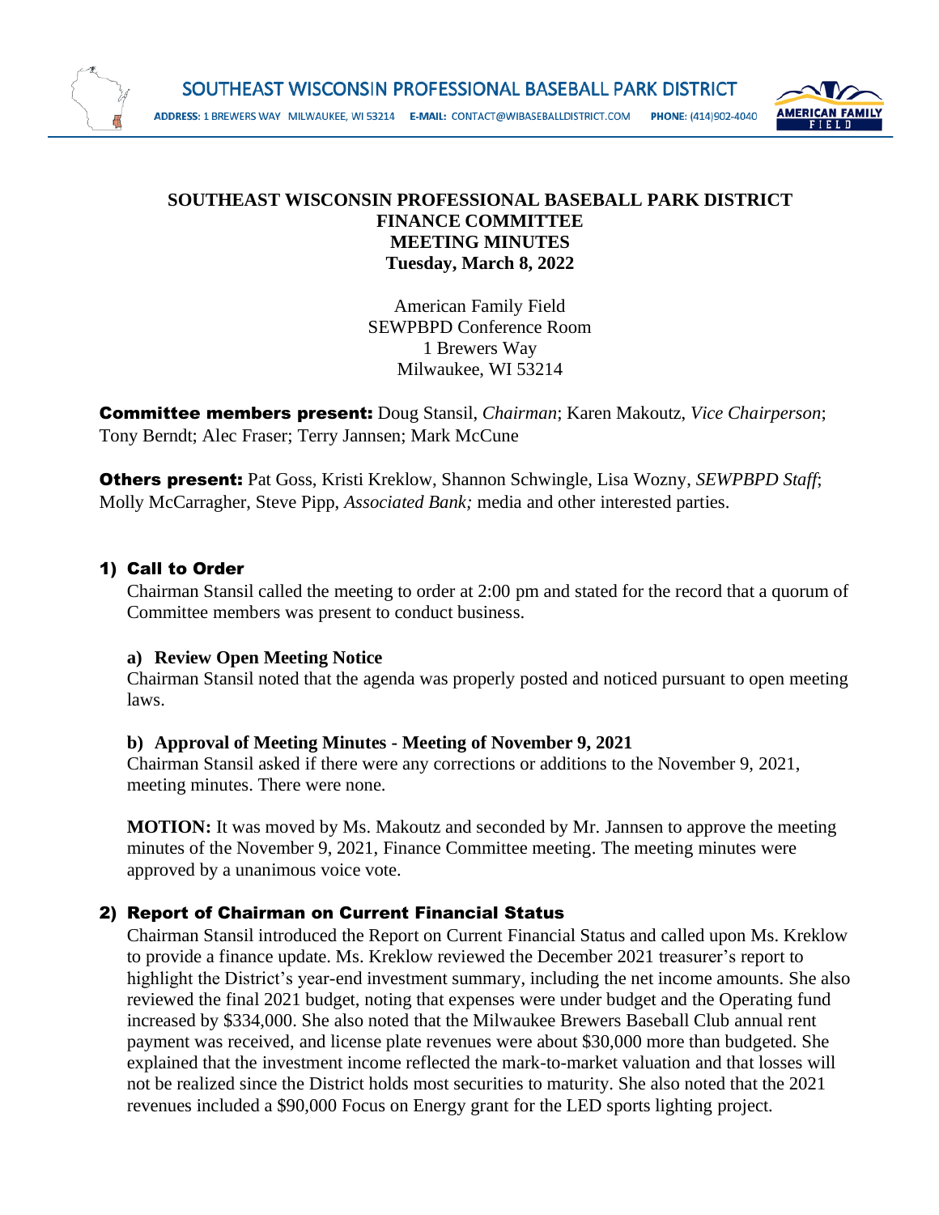# SOUTHEAST WISCONSIN PROFESSIONAL BASEBALL PARK DISTRICT

ADDRESS: 1 BREWERS WAY MILWAUKEE, WI 53214 E-MAIL: CONTACT@WIBASEBALLDISTRICT.COM PHONE: (414)902-4040

**SOUTHEAST WISCONSIN PROFESSIONAL BASEBALL PARK DISTRICT**
**FINANCE COMMITTEE**
**MEETING MINUTES**
**Tuesday, March 8, 2022**

American Family Field
SEWPBPD Conference Room
1 Brewers Way
Milwaukee, WI 53214

**Committee members present:** Doug Stansil, *Chairman*; Karen Makoutz, *Vice Chairperson*; Tony Berndt; Alec Fraser; Terry Jannsen; Mark McCune

**Others present:** Pat Goss, Kristi Kreklow, Shannon Schwingle, Lisa Wozny, *SEWPBPD Staff*; Molly McCarragher, Steve Pipp, *Associated Bank;* media and other interested parties.

## 1) Call to Order

Chairman Stansil called the meeting to order at 2:00 pm and stated for the record that a quorum of Committee members was present to conduct business.

### a) Review Open Meeting Notice

Chairman Stansil noted that the agenda was properly posted and noticed pursuant to open meeting laws.

### b) Approval of Meeting Minutes - Meeting of November 9, 2021

Chairman Stansil asked if there were any corrections or additions to the November 9, 2021, meeting minutes. There were none.

**MOTION:** It was moved by Ms. Makoutz and seconded by Mr. Jannsen to approve the meeting minutes of the November 9, 2021, Finance Committee meeting. The meeting minutes were approved by a unanimous voice vote.

## 2) Report of Chairman on Current Financial Status

Chairman Stansil introduced the Report on Current Financial Status and called upon Ms. Kreklow to provide a finance update. Ms. Kreklow reviewed the December 2021 treasurer's report to highlight the District's year-end investment summary, including the net income amounts. She also reviewed the final 2021 budget, noting that expenses were under budget and the Operating fund increased by $334,000. She also noted that the Milwaukee Brewers Baseball Club annual rent payment was received, and license plate revenues were about $30,000 more than budgeted. She explained that the investment income reflected the mark-to-market valuation and that losses will not be realized since the District holds most securities to maturity. She also noted that the 2021 revenues included a $90,000 Focus on Energy grant for the LED sports lighting project.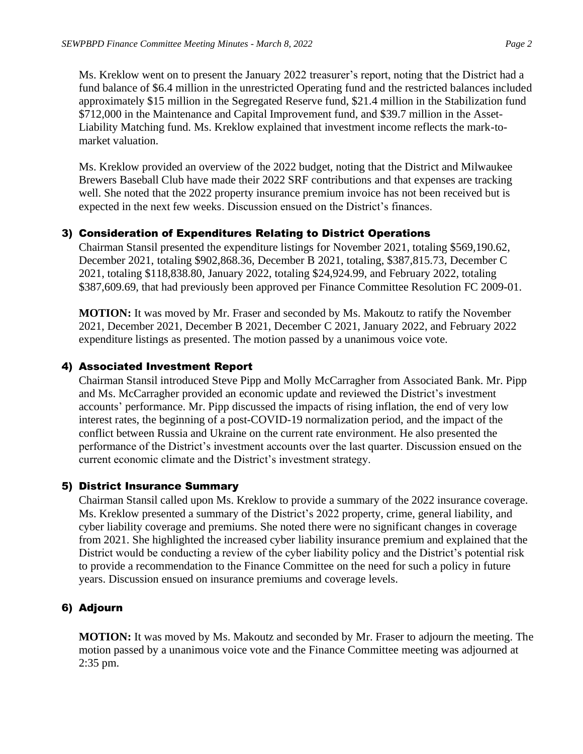Ms. Kreklow went on to present the January 2022 treasurer's report, noting that the District had a fund balance of $6.4 million in the unrestricted Operating fund and the restricted balances included approximately $15 million in the Segregated Reserve fund, $21.4 million in the Stabilization fund $712,000 in the Maintenance and Capital Improvement fund, and $39.7 million in the Asset-Liability Matching fund. Ms. Kreklow explained that investment income reflects the mark-to-market valuation.

Ms. Kreklow provided an overview of the 2022 budget, noting that the District and Milwaukee Brewers Baseball Club have made their 2022 SRF contributions and that expenses are tracking well. She noted that the 2022 property insurance premium invoice has not been received but is expected in the next few weeks. Discussion ensued on the District's finances.

## 3) Consideration of Expenditures Relating to District Operations

Chairman Stansil presented the expenditure listings for November 2021, totaling $569,190.62, December 2021, totaling $902,868.36, December B 2021, totaling, $387,815.73, December C 2021, totaling $118,838.80, January 2022, totaling $24,924.99, and February 2022, totaling $387,609.69, that had previously been approved per Finance Committee Resolution FC 2009-01.

**MOTION:** It was moved by Mr. Fraser and seconded by Ms. Makoutz to ratify the November 2021, December 2021, December B 2021, December C 2021, January 2022, and February 2022 expenditure listings as presented. The motion passed by a unanimous voice vote.

## 4) Associated Investment Report

Chairman Stansil introduced Steve Pipp and Molly McCarragher from Associated Bank. Mr. Pipp and Ms. McCarragher provided an economic update and reviewed the District's investment accounts' performance. Mr. Pipp discussed the impacts of rising inflation, the end of very low interest rates, the beginning of a post-COVID-19 normalization period, and the impact of the conflict between Russia and Ukraine on the current rate environment. He also presented the performance of the District's investment accounts over the last quarter. Discussion ensued on the current economic climate and the District's investment strategy.

## 5) District Insurance Summary

Chairman Stansil called upon Ms. Kreklow to provide a summary of the 2022 insurance coverage. Ms. Kreklow presented a summary of the District's 2022 property, crime, general liability, and cyber liability coverage and premiums. She noted there were no significant changes in coverage from 2021. She highlighted the increased cyber liability insurance premium and explained that the District would be conducting a review of the cyber liability policy and the District's potential risk to provide a recommendation to the Finance Committee on the need for such a policy in future years. Discussion ensued on insurance premiums and coverage levels.

## 6) Adjourn

**MOTION:** It was moved by Ms. Makoutz and seconded by Mr. Fraser to adjourn the meeting. The motion passed by a unanimous voice vote and the Finance Committee meeting was adjourned at 2:35 pm.